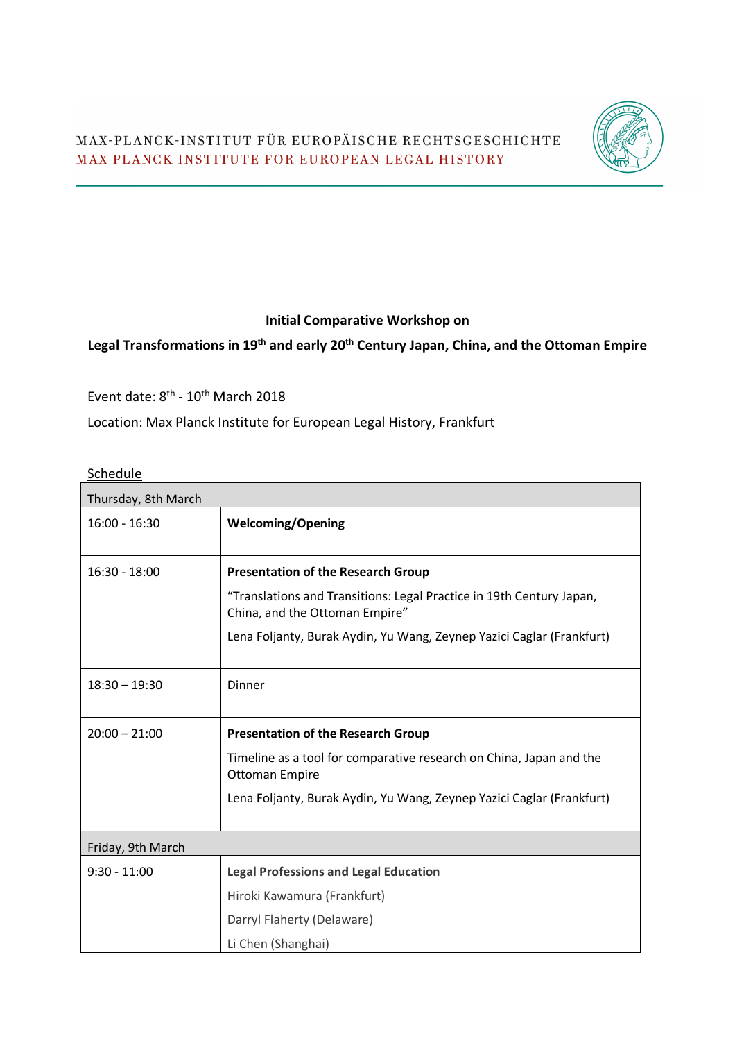MAX-PLANCK-INSTITUT FÜR EUROPÄISCHE RECHTSGESCHICHTE
MAX PLANCK INSTITUTE FOR EUROPEAN LEGAL HISTORY

**Initial Comparative Workshop on**

**Legal Transformations in 19th and early 20th Century Japan, China, and the Ottoman Empire**

Event date: 8th - 10th March 2018

Location: Max Planck Institute for European Legal History, Frankfurt

Schedule

| Thursday, 8th March | |
|---|---|
| 16:00 - 16:30 | **Welcoming/Opening** |
| 16:30 - 18:00 | **Presentation of the Research Group**<br>"Translations and Transitions: Legal Practice in 19th Century Japan, China, and the Ottoman Empire"<br>Lena Foljanty, Burak Aydin, Yu Wang, Zeynep Yazici Caglar (Frankfurt) |
| 18:30 – 19:30 | Dinner |
| 20:00 – 21:00 | **Presentation of the Research Group**<br>Timeline as a tool for comparative research on China, Japan and the Ottoman Empire<br>Lena Foljanty, Burak Aydin, Yu Wang, Zeynep Yazici Caglar (Frankfurt) |
| **Friday, 9th March** | |
| 9:30 - 11:00 | **Legal Professions and Legal Education**<br>Hiroki Kawamura (Frankfurt)<br>Darryl Flaherty (Delaware)<br>Li Chen (Shanghai) |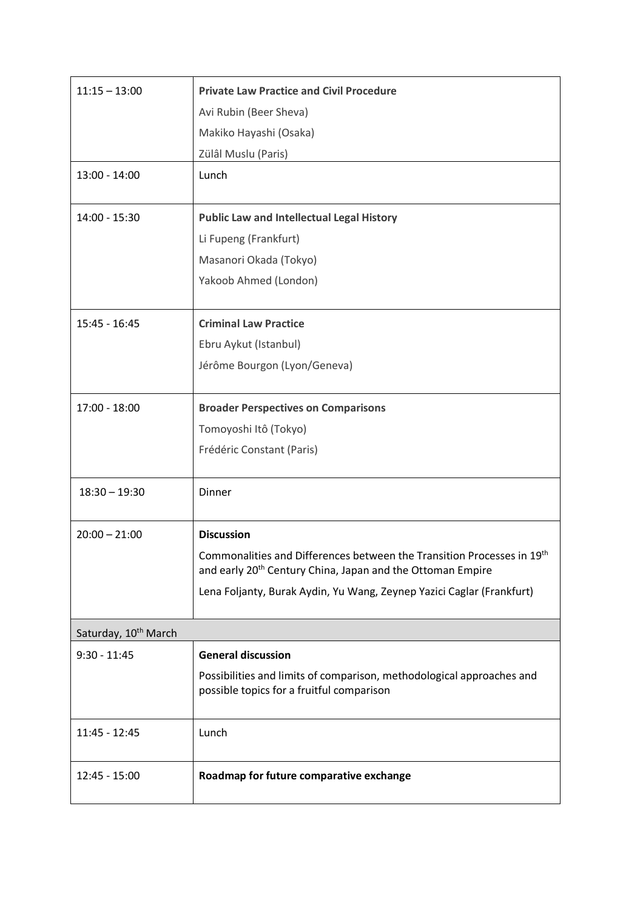| | |
|---|---|
| 11:15 – 13:00 | **Private Law Practice and Civil Procedure**<br>Avi Rubin (Beer Sheva)<br>Makiko Hayashi (Osaka)<br>Zülâl Muslu (Paris) |
| 13:00 - 14:00 | Lunch |
| 14:00 - 15:30 | **Public Law and Intellectual Legal History**<br>Li Fupeng (Frankfurt)<br>Masanori Okada (Tokyo)<br>Yakoob Ahmed (London) |
| 15:45 - 16:45 | **Criminal Law Practice**<br>Ebru Aykut (Istanbul)<br>Jérôme Bourgon (Lyon/Geneva) |
| 17:00 - 18:00 | **Broader Perspectives on Comparisons**<br>Tomoyoshi Itô (Tokyo)<br>Frédéric Constant (Paris) |
| 18:30 – 19:30 | Dinner |
| 20:00 – 21:00 | **Discussion**<br>Commonalities and Differences between the Transition Processes in 19th and early 20th Century China, Japan and the Ottoman Empire<br>Lena Foljanty, Burak Aydin, Yu Wang, Zeynep Yazici Caglar (Frankfurt) |
| Saturday, 10th March | |
| 9:30 - 11:45 | **General discussion**<br>Possibilities and limits of comparison, methodological approaches and possible topics for a fruitful comparison |
| 11:45 - 12:45 | Lunch |
| 12:45 - 15:00 | **Roadmap for future comparative exchange** |